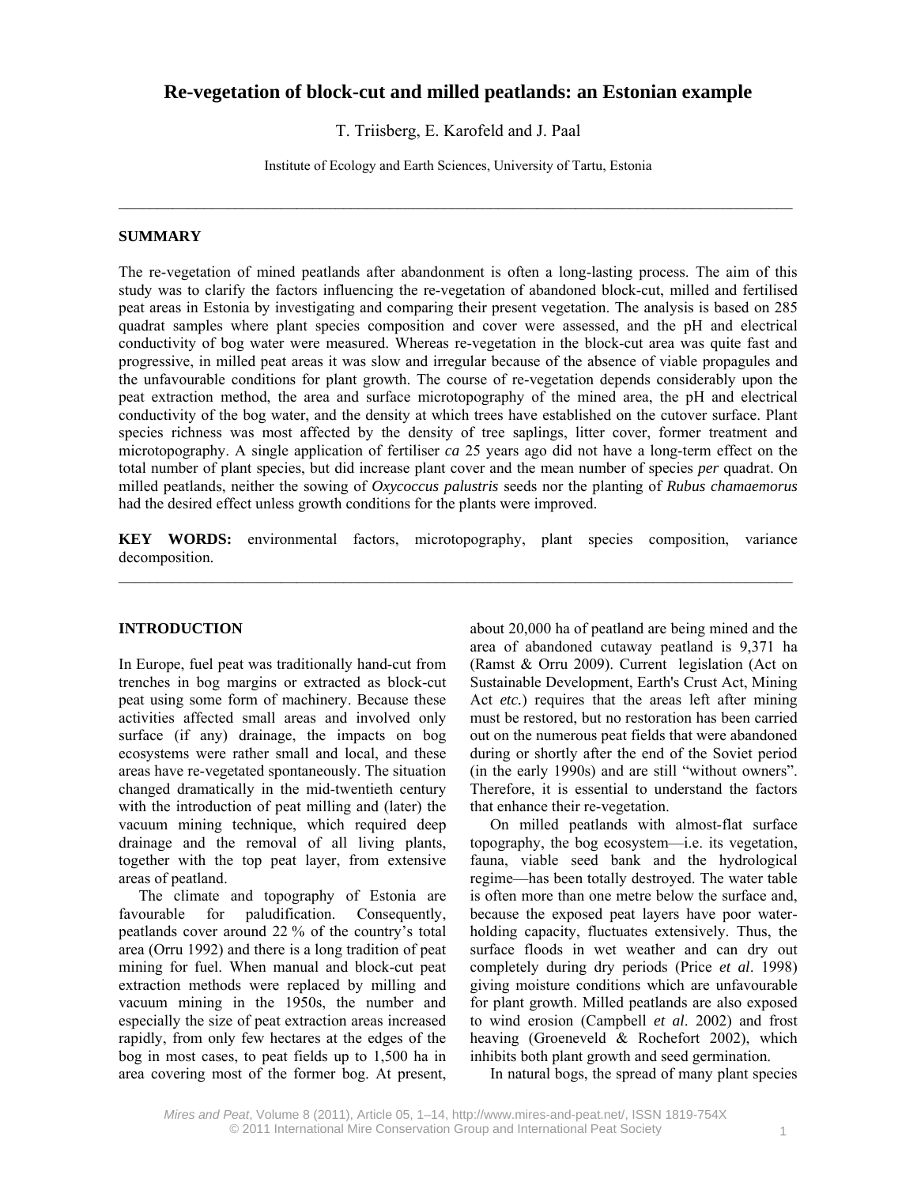# Re-vegetation of block-cut and milled peatlands: an Estonian example

T. Triisberg, E. Karofeld and J. Paal

Institute of Ecology and Earth Sciences, University of Tartu, Estonia

---

## SUMMARY

The re-vegetation of mined peatlands after abandonment is often a long-lasting process. The aim of this study was to clarify the factors influencing the re-vegetation of abandoned block-cut, milled and fertilised peat areas in Estonia by investigating and comparing their present vegetation. The analysis is based on 285 quadrat samples where plant species composition and cover were assessed, and the pH and electrical conductivity of bog water were measured. Whereas re-vegetation in the block-cut area was quite fast and progressive, in milled peat areas it was slow and irregular because of the absence of viable propagules and the unfavourable conditions for plant growth. The course of re-vegetation depends considerably upon the peat extraction method, the area and surface microtopography of the mined area, the pH and electrical conductivity of the bog water, and the density at which trees have established on the cutover surface. Plant species richness was most affected by the density of tree saplings, litter cover, former treatment and microtopography. A single application of fertiliser *ca* 25 years ago did not have a long-term effect on the total number of plant species, but did increase plant cover and the mean number of species *per* quadrat. On milled peatlands, neither the sowing of *Oxycoccus palustris* seeds nor the planting of *Rubus chamaemorus* had the desired effect unless growth conditions for the plants were improved.

**KEY WORDS:** environmental factors, microtopography, plant species composition, variance decomposition.

---

## INTRODUCTION

In Europe, fuel peat was traditionally hand-cut from trenches in bog margins or extracted as block-cut peat using some form of machinery. Because these activities affected small areas and involved only surface (if any) drainage, the impacts on bog ecosystems were rather small and local, and these areas have re-vegetated spontaneously. The situation changed dramatically in the mid-twentieth century with the introduction of peat milling and (later) the vacuum mining technique, which required deep drainage and the removal of all living plants, together with the top peat layer, from extensive areas of peatland.

The climate and topography of Estonia are favourable for paludification. Consequently, peatlands cover around 22 % of the country's total area (Orru 1992) and there is a long tradition of peat mining for fuel. When manual and block-cut peat extraction methods were replaced by milling and vacuum mining in the 1950s, the number and especially the size of peat extraction areas increased rapidly, from only few hectares at the edges of the bog in most cases, to peat fields up to 1,500 ha in area covering most of the former bog. At present, about 20,000 ha of peatland are being mined and the area of abandoned cutaway peatland is 9,371 ha (Ramst & Orru 2009). Current legislation (Act on Sustainable Development, Earth's Crust Act, Mining Act *etc.*) requires that the areas left after mining must be restored, but no restoration has been carried out on the numerous peat fields that were abandoned during or shortly after the end of the Soviet period (in the early 1990s) and are still "without owners". Therefore, it is essential to understand the factors that enhance their re-vegetation.

On milled peatlands with almost-flat surface topography, the bog ecosystem—i.e. its vegetation, fauna, viable seed bank and the hydrological regime—has been totally destroyed. The water table is often more than one metre below the surface and, because the exposed peat layers have poor water-holding capacity, fluctuates extensively. Thus, the surface floods in wet weather and can dry out completely during dry periods (Price *et al*. 1998) giving moisture conditions which are unfavourable for plant growth. Milled peatlands are also exposed to wind erosion (Campbell *et al*. 2002) and frost heaving (Groeneveld & Rochefort 2002), which inhibits both plant growth and seed germination.

In natural bogs, the spread of many plant species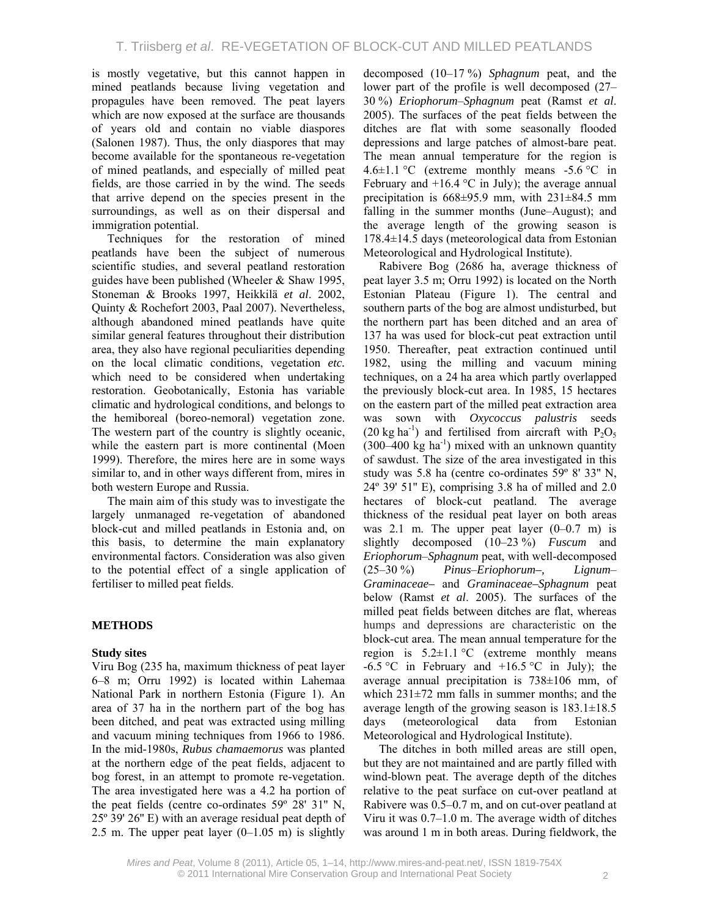is mostly vegetative, but this cannot happen in mined peatlands because living vegetation and propagules have been removed. The peat layers which are now exposed at the surface are thousands of years old and contain no viable diaspores (Salonen 1987). Thus, the only diaspores that may become available for the spontaneous re-vegetation of mined peatlands, and especially of milled peat fields, are those carried in by the wind. The seeds that arrive depend on the species present in the surroundings, as well as on their dispersal and immigration potential.

Techniques for the restoration of mined peatlands have been the subject of numerous scientific studies, and several peatland restoration guides have been published (Wheeler & Shaw 1995, Stoneman & Brooks 1997, Heikkilä *et al*. 2002, Quinty & Rochefort 2003, Paal 2007). Nevertheless, although abandoned mined peatlands have quite similar general features throughout their distribution area, they also have regional peculiarities depending on the local climatic conditions, vegetation *etc.* which need to be considered when undertaking restoration. Geobotanically, Estonia has variable climatic and hydrological conditions, and belongs to the hemiboreal (boreo-nemoral) vegetation zone. The western part of the country is slightly oceanic, while the eastern part is more continental (Moen 1999). Therefore, the mires here are in some ways similar to, and in other ways different from, mires in both western Europe and Russia.

The main aim of this study was to investigate the largely unmanaged re-vegetation of abandoned block-cut and milled peatlands in Estonia and, on this basis, to determine the main explanatory environmental factors. Consideration was also given to the potential effect of a single application of fertiliser to milled peat fields.

## METHODS

### Study sites

Viru Bog (235 ha, maximum thickness of peat layer 6–8 m; Orru 1992) is located within Lahemaa National Park in northern Estonia (Figure 1). An area of 37 ha in the northern part of the bog has been ditched, and peat was extracted using milling and vacuum mining techniques from 1966 to 1986. In the mid-1980s, *Rubus chamaemorus* was planted at the northern edge of the peat fields, adjacent to bog forest, in an attempt to promote re-vegetation. The area investigated here was a 4.2 ha portion of the peat fields (centre co-ordinates 59º 28' 31" N, 25º 39' 26" E) with an average residual peat depth of 2.5 m. The upper peat layer (0–1.05 m) is slightly decomposed (10–17 %) *Sphagnum* peat, and the lower part of the profile is well decomposed (27–30 %) *Eriophorum*–*Sphagnum* peat (Ramst *et al*. 2005). The surfaces of the peat fields between the ditches are flat with some seasonally flooded depressions and large patches of almost-bare peat. The mean annual temperature for the region is 4.6±1.1 °C (extreme monthly means -5.6 °C in February and +16.4 °C in July); the average annual precipitation is 668±95.9 mm, with 231±84.5 mm falling in the summer months (June–August); and the average length of the growing season is 178.4±14.5 days (meteorological data from Estonian Meteorological and Hydrological Institute).

Rabivere Bog (2686 ha, average thickness of peat layer 3.5 m; Orru 1992) is located on the North Estonian Plateau (Figure 1). The central and southern parts of the bog are almost undisturbed, but the northern part has been ditched and an area of 137 ha was used for block-cut peat extraction until 1950. Thereafter, peat extraction continued until 1982, using the milling and vacuum mining techniques, on a 24 ha area which partly overlapped the previously block-cut area. In 1985, 15 hectares on the eastern part of the milled peat extraction area was sown with *Oxycoccus palustris* seeds (20 kg ha$^{-1}$) and fertilised from aircraft with $P_2O_5$ (300–400 kg ha$^{-1}$) mixed with an unknown quantity of sawdust. The size of the area investigated in this study was 5.8 ha (centre co-ordinates 59º 8' 33" N, 24º 39' 51" E), comprising 3.8 ha of milled and 2.0 hectares of block-cut peatland. The average thickness of the residual peat layer on both areas was 2.1 m. The upper peat layer (0–0.7 m) is slightly decomposed (10–23 %) *Fuscum* and *Eriophorum*–*Sphagnum* peat, with well-decomposed (25–30 %) *Pinus*–*Eriophorum*–, *Lignum*–*Graminaceae*– and *Graminaceae*–*Sphagnum* peat below (Ramst *et al*. 2005). The surfaces of the milled peat fields between ditches are flat, whereas humps and depressions are characteristic on the block-cut area. The mean annual temperature for the region is 5.2±1.1 °C (extreme monthly means -6.5 °C in February and +16.5 °C in July); the average annual precipitation is 738±106 mm, of which 231±72 mm falls in summer months; and the average length of the growing season is 183.1±18.5 days (meteorological data from Estonian Meteorological and Hydrological Institute).

The ditches in both milled areas are still open, but they are not maintained and are partly filled with wind-blown peat. The average depth of the ditches relative to the peat surface on cut-over peatland at Rabivere was 0.5–0.7 m, and on cut-over peatland at Viru it was 0.7–1.0 m. The average width of ditches was around 1 m in both areas. During fieldwork, the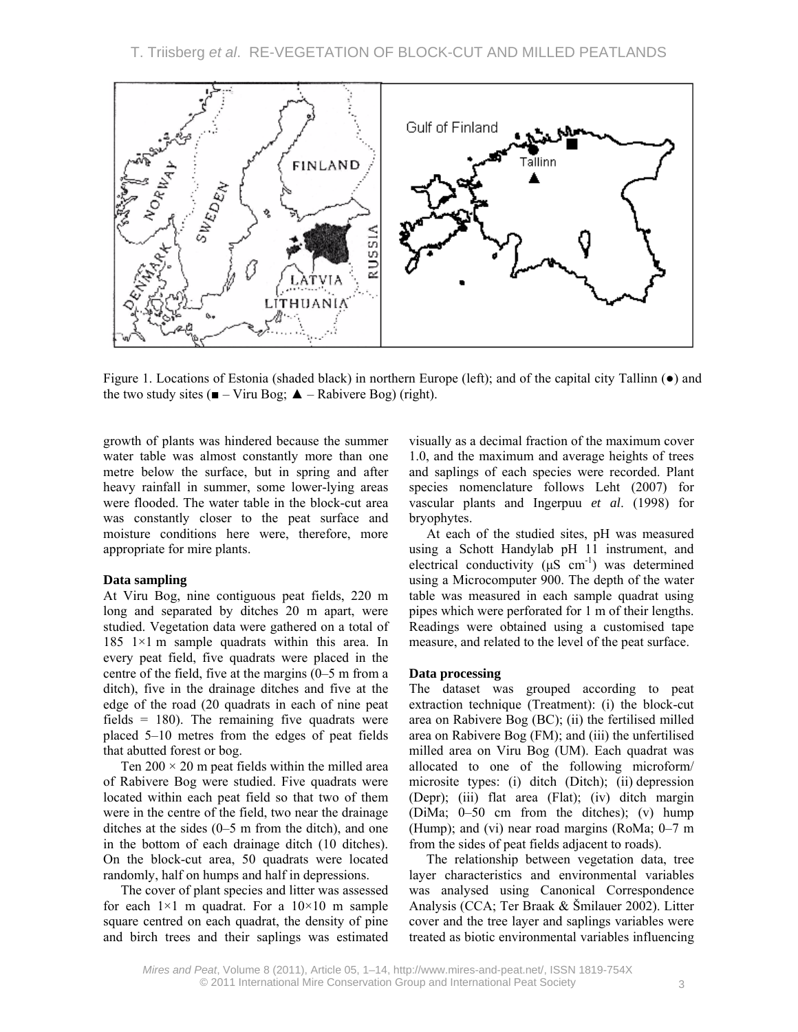Figure 1. Locations of Estonia (shaded black) in northern Europe (left); and of the capital city Tallinn (●) and the two study sites (■ – Viru Bog; ▲ – Rabivere Bog) (right).

growth of plants was hindered because the summer water table was almost constantly more than one metre below the surface, but in spring and after heavy rainfall in summer, some lower-lying areas were flooded. The water table in the block-cut area was constantly closer to the peat surface and moisture conditions here were, therefore, more appropriate for mire plants.

### Data sampling

At Viru Bog, nine contiguous peat fields, 220 m long and separated by ditches 20 m apart, were studied. Vegetation data were gathered on a total of 185 1×1 m sample quadrats within this area. In every peat field, five quadrats were placed in the centre of the field, five at the margins (0–5 m from a ditch), five in the drainage ditches and five at the edge of the road (20 quadrats in each of nine peat fields = 180). The remaining five quadrats were placed 5–10 metres from the edges of peat fields that abutted forest or bog.

Ten 200 × 20 m peat fields within the milled area of Rabivere Bog were studied. Five quadrats were located within each peat field so that two of them were in the centre of the field, two near the drainage ditches at the sides (0–5 m from the ditch), and one in the bottom of each drainage ditch (10 ditches). On the block-cut area, 50 quadrats were located randomly, half on humps and half in depressions.

The cover of plant species and litter was assessed for each 1×1 m quadrat. For a 10×10 m sample square centred on each quadrat, the density of pine and birch trees and their saplings was estimated visually as a decimal fraction of the maximum cover 1.0, and the maximum and average heights of trees and saplings of each species were recorded. Plant species nomenclature follows Leht (2007) for vascular plants and Ingerpuu *et al*. (1998) for bryophytes.

At each of the studied sites, pH was measured using a Schott Handylab pH 11 instrument, and electrical conductivity (μS cm$^{-1}$) was determined using a Microcomputer 900. The depth of the water table was measured in each sample quadrat using pipes which were perforated for 1 m of their lengths. Readings were obtained using a customised tape measure, and related to the level of the peat surface.

### Data processing

The dataset was grouped according to peat extraction technique (Treatment): (i) the block-cut area on Rabivere Bog (BC); (ii) the fertilised milled area on Rabivere Bog (FM); and (iii) the unfertilised milled area on Viru Bog (UM). Each quadrat was allocated to one of the following microform/ microsite types: (i) ditch (Ditch); (ii) depression (Depr); (iii) flat area (Flat); (iv) ditch margin (DiMa; 0–50 cm from the ditches); (v) hump (Hump); and (vi) near road margins (RoMa; 0–7 m from the sides of peat fields adjacent to roads).

The relationship between vegetation data, tree layer characteristics and environmental variables was analysed using Canonical Correspondence Analysis (CCA; Ter Braak & Šmilauer 2002). Litter cover and the tree layer and saplings variables were treated as biotic environmental variables influencing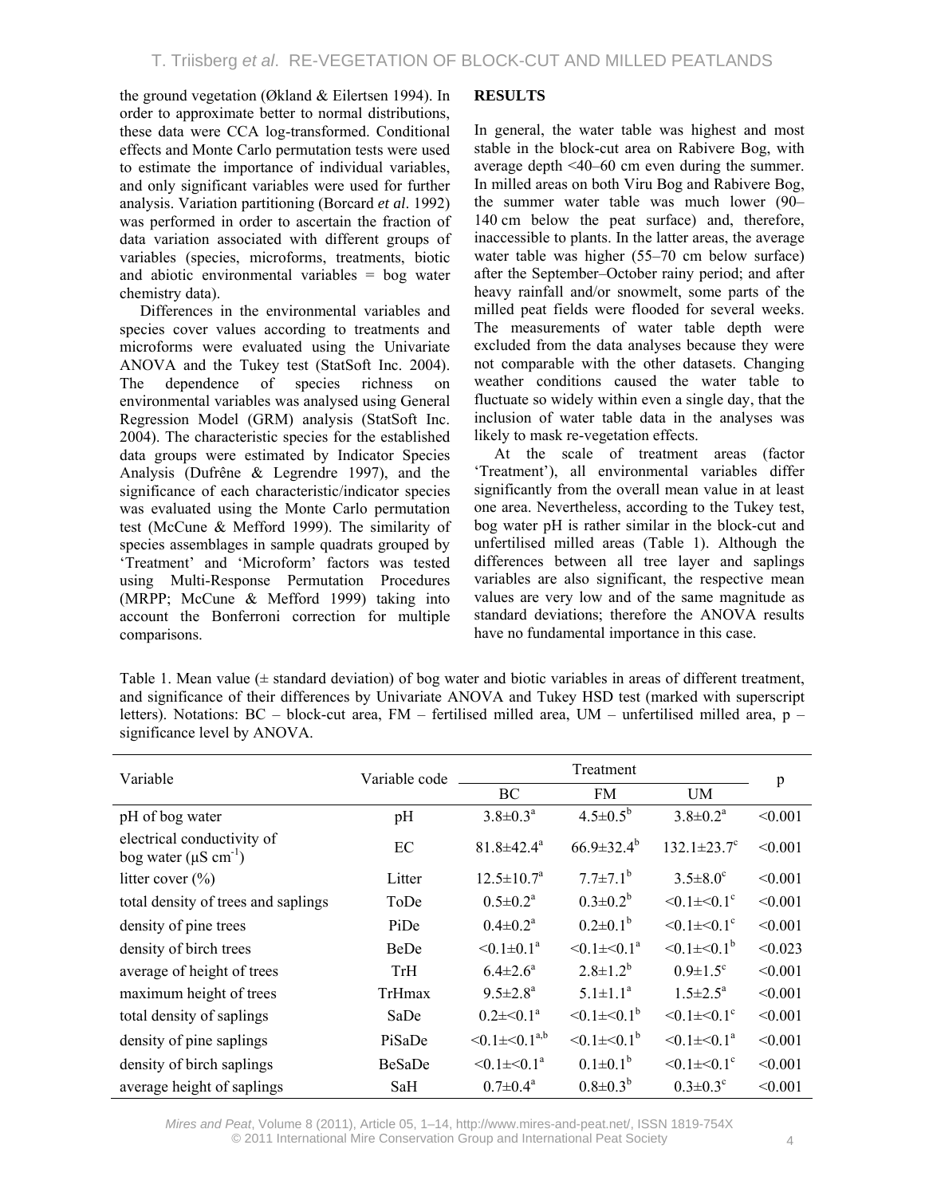the ground vegetation (Økland & Eilertsen 1994). In order to approximate better to normal distributions, these data were CCA log-transformed. Conditional effects and Monte Carlo permutation tests were used to estimate the importance of individual variables, and only significant variables were used for further analysis. Variation partitioning (Borcard *et al*. 1992) was performed in order to ascertain the fraction of data variation associated with different groups of variables (species, microforms, treatments, biotic and abiotic environmental variables = bog water chemistry data).

Differences in the environmental variables and species cover values according to treatments and microforms were evaluated using the Univariate ANOVA and the Tukey test (StatSoft Inc. 2004). The dependence of species richness on environmental variables was analysed using General Regression Model (GRM) analysis (StatSoft Inc. 2004). The characteristic species for the established data groups were estimated by Indicator Species Analysis (Dufrêne & Legendre 1997), and the significance of each characteristic/indicator species was evaluated using the Monte Carlo permutation test (McCune & Mefford 1999). The similarity of species assemblages in sample quadrats grouped by 'Treatment' and 'Microform' factors was tested using Multi-Response Permutation Procedures (MRPP; McCune & Mefford 1999) taking into account the Bonferroni correction for multiple comparisons.

## RESULTS

In general, the water table was highest and most stable in the block-cut area on Rabivere Bog, with average depth <40–60 cm even during the summer. In milled areas on both Viru Bog and Rabivere Bog, the summer water table was much lower (90–140 cm below the peat surface) and, therefore, inaccessible to plants. In the latter areas, the average water table was higher (55–70 cm below surface) after the September–October rainy period; and after heavy rainfall and/or snowmelt, some parts of the milled peat fields were flooded for several weeks. The measurements of water table depth were excluded from the data analyses because they were not comparable with the other datasets. Changing weather conditions caused the water table to fluctuate so widely within even a single day, that the inclusion of water table data in the analyses was likely to mask re-vegetation effects.

At the scale of treatment areas (factor 'Treatment'), all environmental variables differ significantly from the overall mean value in at least one area. Nevertheless, according to the Tukey test, bog water pH is rather similar in the block-cut and unfertilised milled areas (Table 1). Although the differences between all tree layer and saplings variables are also significant, the respective mean values are very low and of the same magnitude as standard deviations; therefore the ANOVA results have no fundamental importance in this case.

Table 1. Mean value (± standard deviation) of bog water and biotic variables in areas of different treatment, and significance of their differences by Univariate ANOVA and Tukey HSD test (marked with superscript letters). Notations: BC – block-cut area, FM – fertilised milled area, UM – unfertilised milled area, p – significance level by ANOVA.

| Variable | Variable code | Treatment | | | p |
|---|---|---|---|---|---|
| | | BC | FM | UM | |
| pH of bog water | pH | $3.8{\pm}0.3^{a}$ | $4.5{\pm}0.5^{b}$ | $3.8{\pm}0.2^{a}$ | <0.001 |
| electrical conductivity of bog water ($\mu S\ cm^{-1}$) | EC | $81.8{\pm}42.4^{a}$ | $66.9{\pm}32.4^{b}$ | $132.1{\pm}23.7^{c}$ | <0.001 |
| litter cover (%) | Litter | $12.5{\pm}10.7^{a}$ | $7.7{\pm}7.1^{b}$ | $3.5{\pm}8.0^{c}$ | <0.001 |
| total density of trees and saplings | ToDe | $0.5{\pm}0.2^{a}$ | $0.3{\pm}0.2^{b}$ | $<0.1{\pm}<0.1^{c}$ | <0.001 |
| density of pine trees | PiDe | $0.4{\pm}0.2^{a}$ | $0.2{\pm}0.1^{b}$ | $<0.1{\pm}<0.1^{c}$ | <0.001 |
| density of birch trees | BeDe | $<0.1{\pm}0.1^{a}$ | $<0.1{\pm}<0.1^{a}$ | $<0.1{\pm}<0.1^{b}$ | <0.023 |
| average of height of trees | TrH | $6.4{\pm}2.6^{a}$ | $2.8{\pm}1.2^{b}$ | $0.9{\pm}1.5^{c}$ | <0.001 |
| maximum height of trees | TrHmax | $9.5{\pm}2.8^{a}$ | $5.1{\pm}1.1^{a}$ | $1.5{\pm}2.5^{a}$ | <0.001 |
| total density of saplings | SaDe | $0.2{\pm}<0.1^{a}$ | $<0.1{\pm}<0.1^{b}$ | $<0.1{\pm}<0.1^{c}$ | <0.001 |
| density of pine saplings | PiSaDe | $<0.1{\pm}<0.1^{a,b}$ | $<0.1{\pm}<0.1^{b}$ | $<0.1{\pm}<0.1^{a}$ | <0.001 |
| density of birch saplings | BeSaDe | $<0.1{\pm}<0.1^{a}$ | $0.1{\pm}0.1^{b}$ | $<0.1{\pm}<0.1^{c}$ | <0.001 |
| average height of saplings | SaH | $0.7{\pm}0.4^{a}$ | $0.8{\pm}0.3^{b}$ | $0.3{\pm}0.3^{c}$ | <0.001 |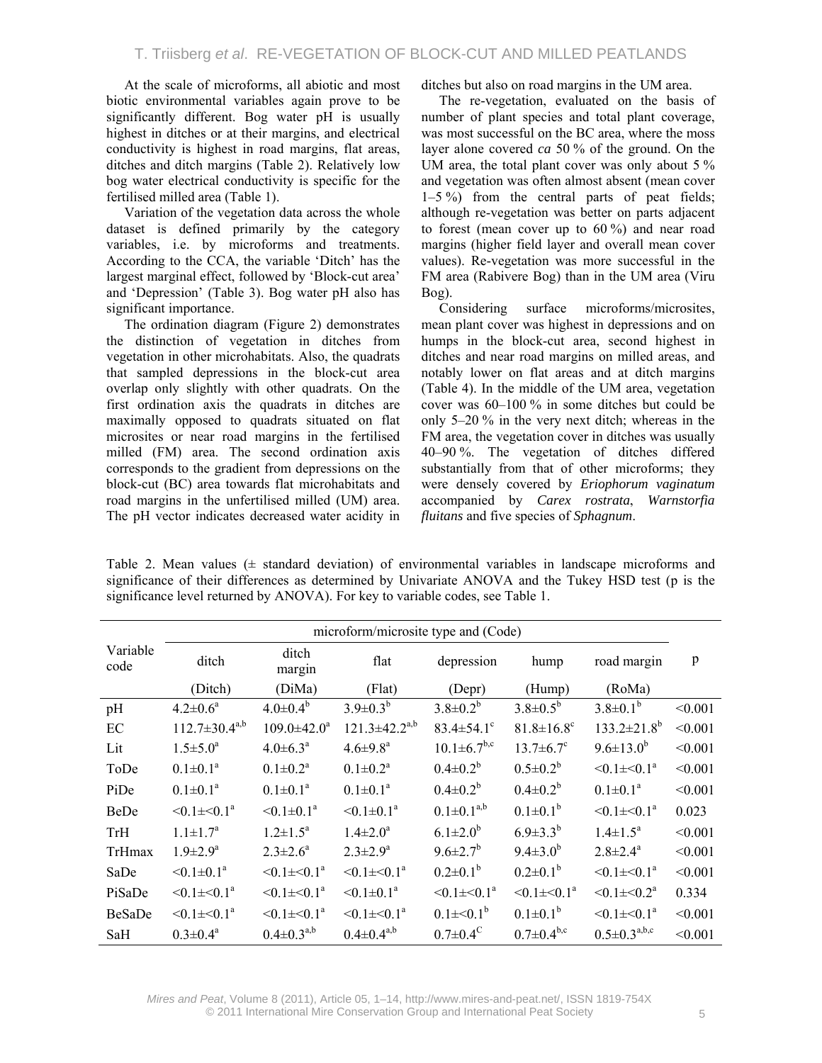At the scale of microforms, all abiotic and most biotic environmental variables again prove to be significantly different. Bog water pH is usually highest in ditches or at their margins, and electrical conductivity is highest in road margins, flat areas, ditches and ditch margins (Table 2). Relatively low bog water electrical conductivity is specific for the fertilised milled area (Table 1).

Variation of the vegetation data across the whole dataset is defined primarily by the category variables, i.e. by microforms and treatments. According to the CCA, the variable 'Ditch' has the largest marginal effect, followed by 'Block-cut area' and 'Depression' (Table 3). Bog water pH also has significant importance.

The ordination diagram (Figure 2) demonstrates the distinction of vegetation in ditches from vegetation in other microhabitats. Also, the quadrats that sampled depressions in the block-cut area overlap only slightly with other quadrats. On the first ordination axis the quadrats in ditches are maximally opposed to quadrats situated on flat microsites or near road margins in the fertilised milled (FM) area. The second ordination axis corresponds to the gradient from depressions on the block-cut (BC) area towards flat microhabitats and road margins in the unfertilised milled (UM) area. The pH vector indicates decreased water acidity in ditches but also on road margins in the UM area.

The re-vegetation, evaluated on the basis of number of plant species and total plant coverage, was most successful on the BC area, where the moss layer alone covered *ca* 50 % of the ground. On the UM area, the total plant cover was only about 5 % and vegetation was often almost absent (mean cover 1–5 %) from the central parts of peat fields; although re-vegetation was better on parts adjacent to forest (mean cover up to 60 %) and near road margins (higher field layer and overall mean cover values). Re-vegetation was more successful in the FM area (Rabivere Bog) than in the UM area (Viru Bog).

Considering surface microforms/microsites, mean plant cover was highest in depressions and on humps in the block-cut area, second highest in ditches and near road margins on milled areas, and notably lower on flat areas and at ditch margins (Table 4). In the middle of the UM area, vegetation cover was 60–100 % in some ditches but could be only 5–20 % in the very next ditch; whereas in the FM area, the vegetation cover in ditches was usually 40–90 %. The vegetation of ditches differed substantially from that of other microforms; they were densely covered by ***Eriophorum vaginatum*** accompanied by *Carex rostrata*, *Warnstorfia fluitans* and five species of *Sphagnum*.

Table 2. Mean values (± standard deviation) of environmental variables in landscape microforms and significance of their differences as determined by Univariate ANOVA and the Tukey HSD test (p is the significance level returned by ANOVA). For key to variable codes, see Table 1.

| Variable code | microform/microsite type and (Code) | | | | | | p |
|---|---|---|---|---|---|---|---|
| | ditch (Ditch) | ditch margin (DiMa) | flat (Flat) | depression (Depr) | hump (Hump) | road margin (RoMa) | |
| pH | 4.2±0.6$^{a}$ | 4.0±0.4$^{b}$ | 3.9±0.3$^{b}$ | 3.8±0.2$^{b}$ | 3.8±0.5$^{b}$ | 3.8±0.1$^{b}$ | <0.001 |
| EC | 112.7±30.4$^{a,b}$ | 109.0±42.0$^{a}$ | 121.3±42.2$^{a,b}$ | 83.4±54.1$^{c}$ | 81.8±16.8$^{c}$ | 133.2±21.8$^{b}$ | <0.001 |
| Lit | 1.5±5.0$^{a}$ | 4.0±6.3$^{a}$ | 4.6±9.8$^{a}$ | 10.1±6.7$^{b,c}$ | 13.7±6.7$^{c}$ | 9.6±13.0$^{b}$ | <0.001 |
| ToDe | 0.1±0.1$^{a}$ | 0.1±0.2$^{a}$ | 0.1±0.2$^{a}$ | 0.4±0.2$^{b}$ | 0.5±0.2$^{b}$ | <0.1±<0.1$^{a}$ | <0.001 |
| PiDe | 0.1±0.1$^{a}$ | 0.1±0.1$^{a}$ | 0.1±0.1$^{a}$ | 0.4±0.2$^{b}$ | 0.4±0.2$^{b}$ | 0.1±0.1$^{a}$ | <0.001 |
| BeDe | <0.1±<0.1$^{a}$ | <0.1±0.1$^{a}$ | <0.1±0.1$^{a}$ | 0.1±0.1$^{a,b}$ | 0.1±0.1$^{b}$ | <0.1±<0.1$^{a}$ | 0.023 |
| TrH | 1.1±1.7$^{a}$ | 1.2±1.5$^{a}$ | 1.4±2.0$^{a}$ | 6.1±2.0$^{b}$ | 6.9±3.3$^{b}$ | 1.4±1.5$^{a}$ | <0.001 |
| TrHmax | 1.9±2.9$^{a}$ | 2.3±2.6$^{a}$ | 2.3±2.9$^{a}$ | 9.6±2.7$^{b}$ | 9.4±3.0$^{b}$ | 2.8±2.4$^{a}$ | <0.001 |
| SaDe | <0.1±0.1$^{a}$ | <0.1±<0.1$^{a}$ | <0.1±<0.1$^{a}$ | 0.2±0.1$^{b}$ | 0.2±0.1$^{b}$ | <0.1±<0.1$^{a}$ | <0.001 |
| PiSaDe | <0.1±<0.1$^{a}$ | <0.1±<0.1$^{a}$ | <0.1±0.1$^{a}$ | <0.1±<0.1$^{a}$ | <0.1±<0.1$^{a}$ | <0.1±<0.2$^{a}$ | 0.334 |
| BeSaDe | <0.1±<0.1$^{a}$ | <0.1±<0.1$^{a}$ | <0.1±<0.1$^{a}$ | 0.1±<0.1$^{b}$ | 0.1±0.1$^{b}$ | <0.1±<0.1$^{a}$ | <0.001 |
| SaH | 0.3±0.4$^{a}$ | 0.4±0.3$^{a,b}$ | 0.4±0.4$^{a,b}$ | 0.7±0.4$^{C}$ | 0.7±0.4$^{b,c}$ | 0.5±0.3$^{a,b,c}$ | <0.001 |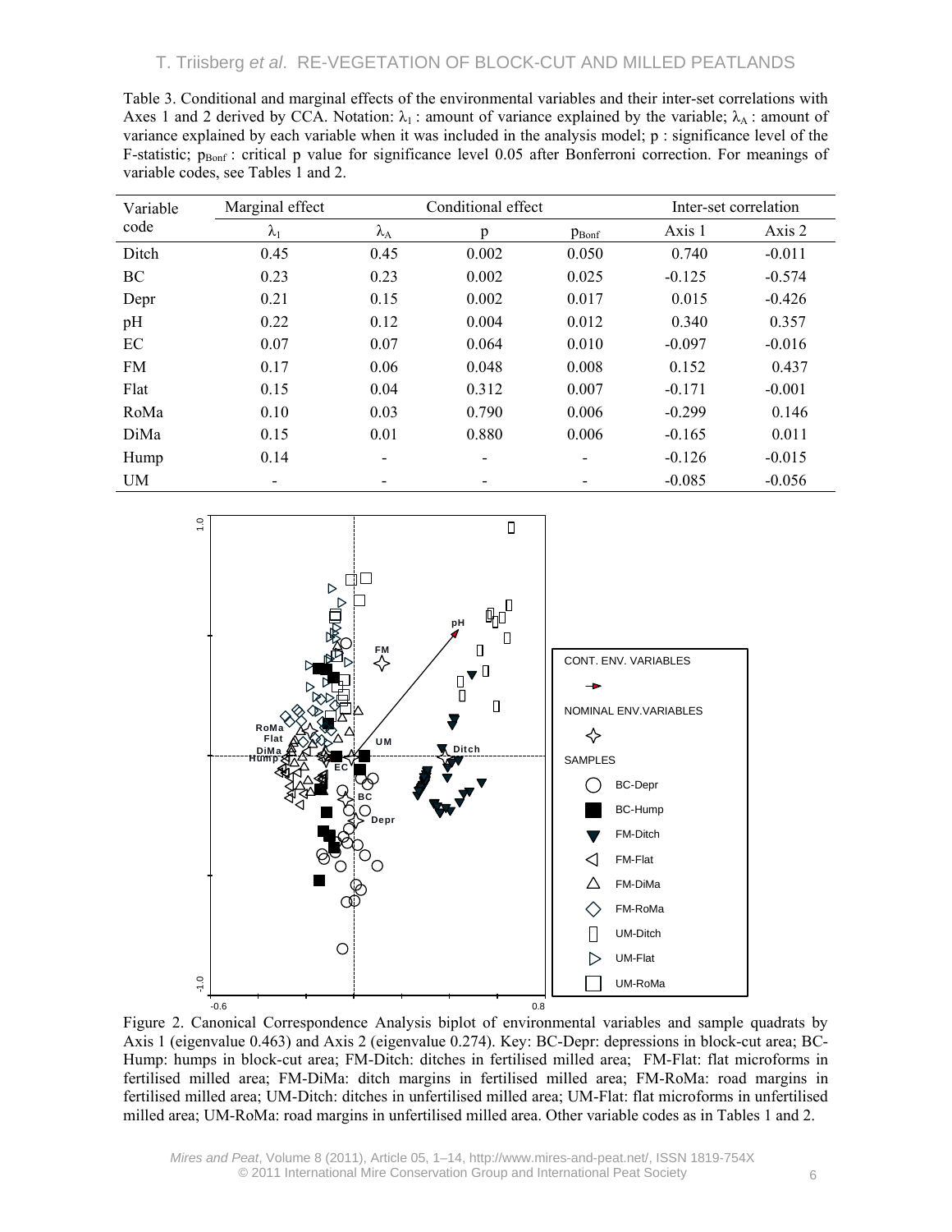Table 3. Conditional and marginal effects of the environmental variables and their inter-set correlations with Axes 1 and 2 derived by CCA. Notation: $\lambda_1$ : amount of variance explained by the variable; $\lambda_A$ : amount of variance explained by each variable when it was included in the analysis model; p : significance level of the F-statistic; $p_{Bonf}$ : critical p value for significance level 0.05 after Bonferroni correction. For meanings of variable codes, see Tables 1 and 2.

| Variable code | Marginal effect | Conditional effect | | | Inter-set correlation | |
|---|---|---|---|---|---|---|
| | $\lambda_1$ | $\lambda_A$ | p | $p_{Bonf}$ | Axis 1 | Axis 2 |
| Ditch | 0.45 | 0.45 | 0.002 | 0.050 | 0.740 | -0.011 |
| BC | 0.23 | 0.23 | 0.002 | 0.025 | -0.125 | -0.574 |
| Depr | 0.21 | 0.15 | 0.002 | 0.017 | 0.015 | -0.426 |
| pH | 0.22 | 0.12 | 0.004 | 0.012 | 0.340 | 0.357 |
| EC | 0.07 | 0.07 | 0.064 | 0.010 | -0.097 | -0.016 |
| FM | 0.17 | 0.06 | 0.048 | 0.008 | 0.152 | 0.437 |
| Flat | 0.15 | 0.04 | 0.312 | 0.007 | -0.171 | -0.001 |
| RoMa | 0.10 | 0.03 | 0.790 | 0.006 | -0.299 | 0.146 |
| DiMa | 0.15 | 0.01 | 0.880 | 0.006 | -0.165 | 0.011 |
| Hump | 0.14 | - | - | - | -0.126 | -0.015 |
| UM | - | - | - | - | -0.085 | -0.056 |

Figure 2. Canonical Correspondence Analysis biplot of environmental variables and sample quadrats by Axis 1 (eigenvalue 0.463) and Axis 2 (eigenvalue 0.274). Key: BC-Depr: depressions in block-cut area; BC-Hump: humps in block-cut area; FM-Ditch: ditches in fertilised milled area; FM-Flat: flat microforms in fertilised milled area; FM-DiMa: ditch margins in fertilised milled area; FM-RoMa: road margins in fertilised milled area; UM-Ditch: ditches in unfertilised milled area; UM-Flat: flat microforms in unfertilised milled area; UM-RoMa: road margins in unfertilised milled area. Other variable codes as in Tables 1 and 2.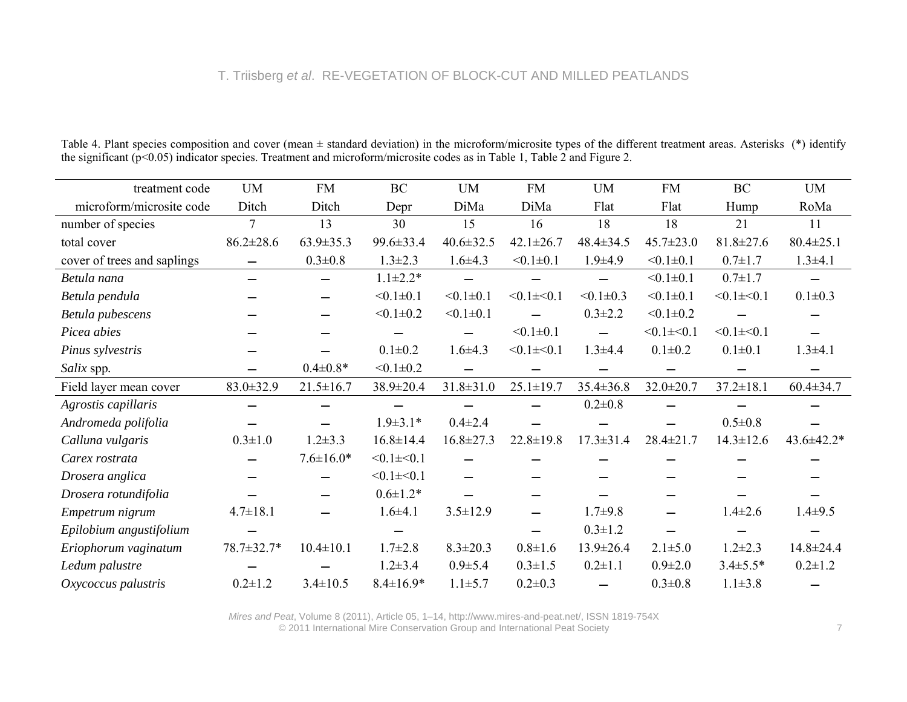Table 4. Plant species composition and cover (mean ± standard deviation) in the microform/microsite types of the different treatment areas. Asterisks (*) identify the significant ($p<0.05$) indicator species. Treatment and microform/microsite codes as in Table 1, Table 2 and Figure 2.

| treatment code | UM | FM | BC | UM | FM | UM | FM | BC | UM |
|---|---|---|---|---|---|---|---|---|---|
| microform/microsite code | Ditch | Ditch | Depr | DiMa | DiMa | Flat | Flat | Hump | RoMa |
| number of species | 7 | 13 | 30 | 15 | 16 | 18 | 18 | 21 | 11 |
| total cover | 86.2±28.6 | 63.9±35.3 | 99.6±33.4 | 40.6±32.5 | 42.1±26.7 | 48.4±34.5 | 45.7±23.0 | 81.8±27.6 | 80.4±25.1 |
| cover of trees and saplings | – | 0.3±0.8 | 1.3±2.3 | 1.6±4.3 | <0.1±0.1 | 1.9±4.9 | <0.1±0.1 | 0.7±1.7 | 1.3±4.1 |
| *Betula nana* | – | – | 1.1±2.2* | – | – | – | <0.1±0.1 | 0.7±1.7 | – |
| *Betula pendula* | – | – | <0.1±0.1 | <0.1±0.1 | <0.1±<0.1 | <0.1±0.3 | <0.1±0.1 | <0.1±<0.1 | 0.1±0.3 |
| *Betula pubescens* | – | – | <0.1±0.2 | <0.1±0.1 | – | 0.3±2.2 | <0.1±0.2 | – | – |
| *Picea abies* | – | – | – | – | <0.1±0.1 | – | <0.1±<0.1 | <0.1±<0.1 | – |
| *Pinus sylvestris* | – | – | 0.1±0.2 | 1.6±4.3 | <0.1±<0.1 | 1.3±4.4 | 0.1±0.2 | 0.1±0.1 | 1.3±4.1 |
| *Salix* spp. | – | 0.4±0.8* | <0.1±0.2 | – | – | – | – | – | – |
| Field layer mean cover | 83.0±32.9 | 21.5±16.7 | 38.9±20.4 | 31.8±31.0 | 25.1±19.7 | 35.4±36.8 | 32.0±20.7 | 37.2±18.1 | 60.4±34.7 |
| *Agrostis capillaris* | – | – | – | – | – | 0.2±0.8 | – | – | – |
| *Andromeda polifolia* | – | – | 1.9±3.1* | 0.4±2.4 | – | – | – | 0.5±0.8 | – |
| *Calluna vulgaris* | 0.3±1.0 | 1.2±3.3 | 16.8±14.4 | 16.8±27.3 | 22.8±19.8 | 17.3±31.4 | 28.4±21.7 | 14.3±12.6 | 43.6±42.2* |
| *Carex rostrata* | – | 7.6±16.0* | <0.1±<0.1 | – | – | – | – | – | – |
| *Drosera anglica* | – | – | <0.1±<0.1 | – | – | – | – | – | – |
| *Drosera rotundifolia* | – | – | 0.6±1.2* | – | – | – | – | – | – |
| *Empetrum nigrum* | 4.7±18.1 | – | 1.6±4.1 | 3.5±12.9 | – | 1.7±9.8 | – | 1.4±2.6 | 1.4±9.5 |
| *Epilobium angustifolium* | – | | – | | – | 0.3±1.2 | – | – | – |
| *Eriophorum vaginatum* | 78.7±32.7* | 10.4±10.1 | 1.7±2.8 | 8.3±20.3 | 0.8±1.6 | 13.9±26.4 | 2.1±5.0 | 1.2±2.3 | 14.8±24.4 |
| *Ledum palustre* | – | – | 1.2±3.4 | 0.9±5.4 | 0.3±1.5 | 0.2±1.1 | 0.9±2.0 | 3.4±5.5* | 0.2±1.2 |
| *Oxycoccus palustris* | 0.2±1.2 | 3.4±10.5 | 8.4±16.9* | 1.1±5.7 | 0.2±0.3 | – | 0.3±0.8 | 1.1±3.8 | – |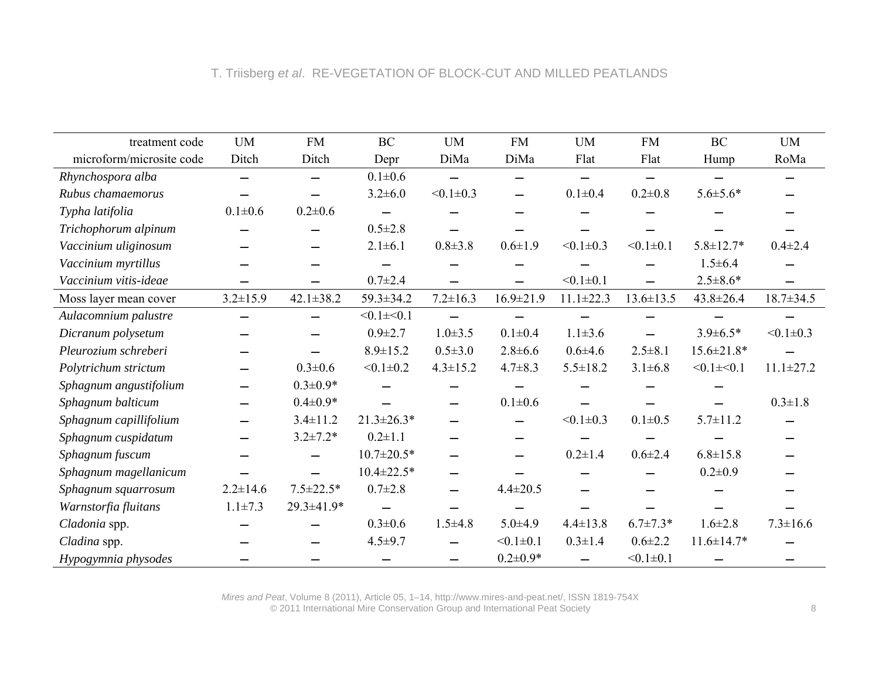| treatment code | UM | FM | BC | UM | FM | UM | FM | BC | UM |
|---|---|---|---|---|---|---|---|---|---|
| microform/microsite code | Ditch | Ditch | Depr | DiMa | DiMa | Flat | Flat | Hump | RoMa |
| *Rhynchospora alba* | – | – | 0.1±0.6 | – | – | – | – | – | – |
| *Rubus chamaemorus* | – | – | 3.2±6.0 | <0.1±0.3 | – | 0.1±0.4 | 0.2±0.8 | 5.6±5.6* | – |
| *Typha latifolia* | 0.1±0.6 | 0.2±0.6 | – | – | – | – | – | – | – |
| *Trichophorum alpinum* | – | – | 0.5±2.8 | – | – | – | – | – | – |
| *Vaccinium uliginosum* | – | – | 2.1±6.1 | 0.8±3.8 | 0.6±1.9 | <0.1±0.3 | <0.1±0.1 | 5.8±12.7* | 0.4±2.4 |
| *Vaccinium myrtillus* | – | – | – | – | – | – | – | 1.5±6.4 | – |
| *Vaccinium vitis-ideae* | – | – | 0.7±2.4 | – | – | <0.1±0.1 | – | 2.5±8.6* | – |
| Moss layer mean cover | 3.2±15.9 | 42.1±38.2 | 59.3±34.2 | 7.2±16.3 | 16.9±21.9 | 11.1±22.3 | 13.6±13.5 | 43.8±26.4 | 18.7±34.5 |
| *Aulacomnium palustre* | – | – | <0.1±<0.1 | – | – | – | – | – | – |
| *Dicranum polysetum* | – | – | 0.9±2.7 | 1.0±3.5 | 0.1±0.4 | 1.1±3.6 | – | 3.9±6.5* | <0.1±0.3 |
| *Pleurozium schreberi* | – | – | 8.9±15.2 | 0.5±3.0 | 2.8±6.6 | 0.6±4.6 | 2.5±8.1 | 15.6±21.8* | – |
| *Polytrichum strictum* | – | 0.3±0.6 | <0.1±0.2 | 4.3±15.2 | 4.7±8.3 | 5.5±18.2 | 3.1±6.8 | <0.1±<0.1 | 11.1±27.2 |
| *Sphagnum angustifolium* | – | 0.3±0.9* | – | – | – | – | – | – | |
| *Sphagnum balticum* | – | 0.4±0.9* | – | – | 0.1±0.6 | – | – | – | 0.3±1.8 |
| *Sphagnum capillifolium* | – | 3.4±11.2 | 21.3±26.3* | – | – | <0.1±0.3 | 0.1±0.5 | 5.7±11.2 | – |
| *Sphagnum cuspidatum* | – | 3.2±7.2* | 0.2±1.1 | – | – | – | – | – | – |
| *Sphagnum fuscum* | – | – | 10.7±20.5* | – | – | 0.2±1.4 | 0.6±2.4 | 6.8±15.8 | – |
| *Sphagnum magellanicum* | – | – | 10.4±22.5* | – | – | – | – | 0.2±0.9 | – |
| *Sphagnum squarrosum* | 2.2±14.6 | 7.5±22.5* | 0.7±2.8 | – | 4.4±20.5 | – | – | – | – |
| *Warnstorfia fluitans* | 1.1±7.3 | 29.3±41.9* | – | – | – | – | – | – | – |
| *Cladonia* spp. | – | – | 0.3±0.6 | 1.5±4.8 | 5.0±4.9 | 4.4±13.8 | 6.7±7.3* | 1.6±2.8 | 7.3±16.6 |
| *Cladina* spp. | – | – | 4.5±9.7 | – | <0.1±0.1 | 0.3±1.4 | 0.6±2.2 | 11.6±14.7* | – |
| *Hypogymnia physodes* | – | – | – | – | 0.2±0.9* | – | <0.1±0.1 | – | – |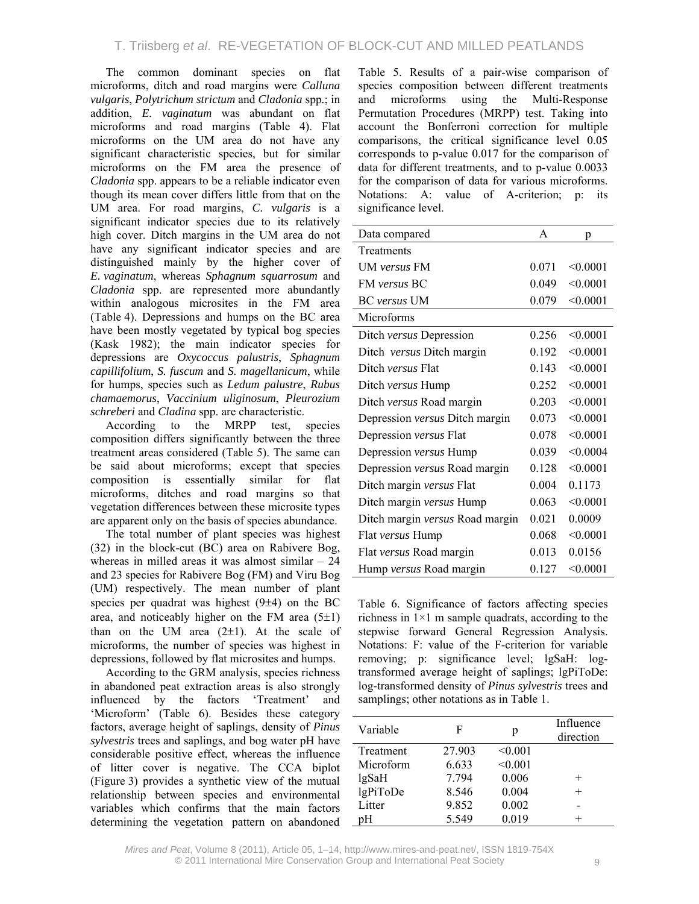The common dominant species on flat microforms, ditch and road margins were *Calluna vulgaris*, *Polytrichum strictum* and *Cladonia* spp.; in addition, *E. vaginatum* was abundant on flat microforms and road margins (Table 4). Flat microforms on the UM area do not have any significant characteristic species, but for similar microforms on the FM area the presence of *Cladonia* spp. appears to be a reliable indicator even though its mean cover differs little from that on the UM area. For road margins, *C. vulgaris* is a significant indicator species due to its relatively high cover. Ditch margins in the UM area do not have any significant indicator species and are distinguished mainly by the higher cover of *E. vaginatum*, whereas *Sphagnum squarrosum* and *Cladonia* spp. are represented more abundantly within analogous microsites in the FM area (Table 4). Depressions and humps on the BC area have been mostly vegetated by typical bog species (Kask 1982); the main indicator species for depressions are *Oxycoccus palustris*, *Sphagnum capillifolium*, *S. fuscum* and *S. magellanicum*, while for humps, species such as *Ledum palustre*, *Rubus chamaemorus*, *Vaccinium uliginosum*, *Pleurozium schreberi* and *Cladina* spp. are characteristic.

According to the MRPP test, species composition differs significantly between the three treatment areas considered (Table 5). The same can be said about microforms; except that species composition is essentially similar for flat microforms, ditches and road margins so that vegetation differences between these microsite types are apparent only on the basis of species abundance.

The total number of plant species was highest (32) in the block-cut (BC) area on Rabivere Bog, whereas in milled areas it was almost similar – 24 and 23 species for Rabivere Bog (FM) and Viru Bog (UM) respectively. The mean number of plant species per quadrat was highest (9±4) on the BC area, and noticeably higher on the FM area (5±1) than on the UM area (2±1). At the scale of microforms, the number of species was highest in depressions, followed by flat microsites and humps.

According to the GRM analysis, species richness in abandoned peat extraction areas is also strongly influenced by the factors 'Treatment' and 'Microform' (Table 6). Besides these category factors, average height of saplings, density of *Pinus sylvestris* trees and saplings, and bog water pH have considerable positive effect, whereas the influence of litter cover is negative. The CCA biplot (Figure 3) provides a synthetic view of the mutual relationship between species and environmental variables which confirms that the main factors determining the vegetation pattern on abandoned

Table 5. Results of a pair-wise comparison of species composition between different treatments and microforms using the Multi-Response Permutation Procedures (MRPP) test. Taking into account the Bonferroni correction for multiple comparisons, the critical significance level 0.05 corresponds to p-value 0.017 for the comparison of data for different treatments, and to p-value 0.0033 for the comparison of data for various microforms. Notations: A: value of A-criterion; p: its significance level.

| Data compared | A | p |
|---|---|---|
| Treatments | | |
| UM *versus* FM | 0.071 | <0.0001 |
| FM *versus* BC | 0.049 | <0.0001 |
| BC *versus* UM | 0.079 | <0.0001 |
| Microforms | | |
| Ditch *versus* Depression | 0.256 | <0.0001 |
| Ditch *versus* Ditch margin | 0.192 | <0.0001 |
| Ditch *versus* Flat | 0.143 | <0.0001 |
| Ditch *versus* Hump | 0.252 | <0.0001 |
| Ditch *versus* Road margin | 0.203 | <0.0001 |
| Depression *versus* Ditch margin | 0.073 | <0.0001 |
| Depression *versus* Flat | 0.078 | <0.0001 |
| Depression *versus* Hump | 0.039 | <0.0004 |
| Depression *versus* Road margin | 0.128 | <0.0001 |
| Ditch margin *versus* Flat | 0.004 | 0.1173 |
| Ditch margin *versus* Hump | 0.063 | <0.0001 |
| Ditch margin *versus* Road margin | 0.021 | 0.0009 |
| Flat *versus* Hump | 0.068 | <0.0001 |
| Flat *versus* Road margin | 0.013 | 0.0156 |
| Hump *versus* Road margin | 0.127 | <0.0001 |

Table 6. Significance of factors affecting species richness in 1×1 m sample quadrats, according to the stepwise forward General Regression Analysis. Notations: F: value of the F-criterion for variable removing; p: significance level; lgSaH: log-transformed average height of saplings; lgPiToDe: log-transformed density of *Pinus sylvestris* trees and samplings; other notations as in Table 1.

| Variable | F | p | Influence direction |
|---|---|---|---|
| Treatment | 27.903 | <0.001 | |
| Microform | 6.633 | <0.001 | |
| lgSaH | 7.794 | 0.006 | + |
| lgPiToDe | 8.546 | 0.004 | + |
| Litter | 9.852 | 0.002 | - |
| pH | 5.549 | 0.019 | + |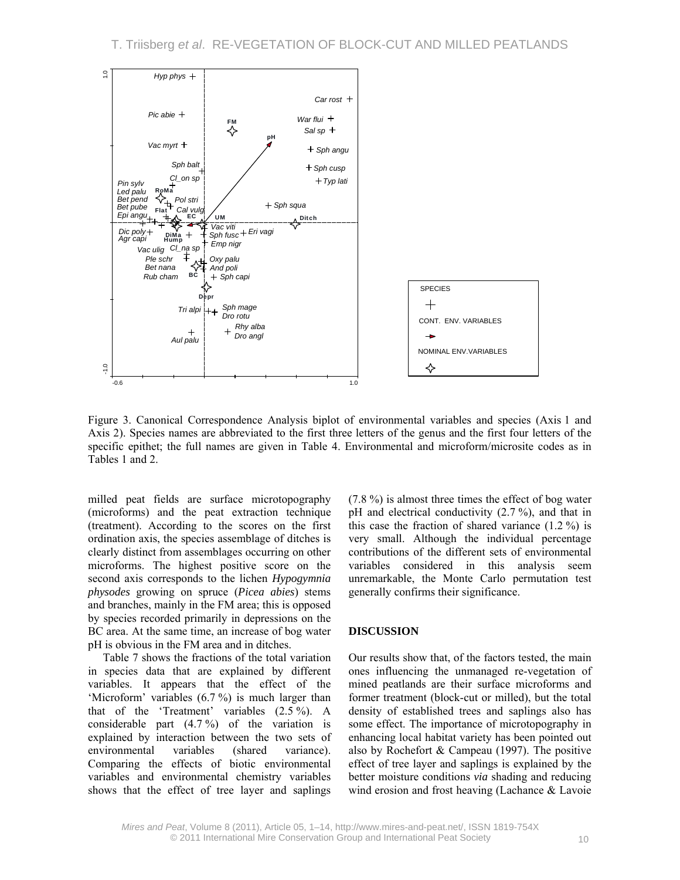Figure 3. Canonical Correspondence Analysis biplot of environmental variables and species (Axis 1 and Axis 2). Species names are abbreviated to the first three letters of the genus and the first four letters of the specific epithet; the full names are given in Table 4. Environmental and microform/microsite codes as in Tables 1 and 2.

milled peat fields are surface microtopography (microforms) and the peat extraction technique (treatment). According to the scores on the first ordination axis, the species assemblage of ditches is clearly distinct from assemblages occurring on other microforms. The highest positive score on the second axis corresponds to the lichen *Hypogymnia physodes* growing on spruce (*Picea abies*) stems and branches, mainly in the FM area; this is opposed by species recorded primarily in depressions on the BC area. At the same time, an increase of bog water pH is obvious in the FM area and in ditches.

Table 7 shows the fractions of the total variation in species data that are explained by different variables. It appears that the effect of the 'Microform' variables (6.7 %) is much larger than that of the 'Treatment' variables (2.5 %). A considerable part (4.7 %) of the variation is explained by interaction between the two sets of environmental variables (shared variance). Comparing the effects of biotic environmental variables and environmental chemistry variables shows that the effect of tree layer and saplings (7.8 %) is almost three times the effect of bog water pH and electrical conductivity (2.7 %), and that in this case the fraction of shared variance (1.2 %) is very small. Although the individual percentage contributions of the different sets of environmental variables considered in this analysis seem unremarkable, the Monte Carlo permutation test generally confirms their significance.

## DISCUSSION

Our results show that, of the factors tested, the main ones influencing the unmanaged re-vegetation of mined peatlands are their surface microforms and former treatment (block-cut or milled), but the total density of established trees and saplings also has some effect. The importance of microtopography in enhancing local habitat variety has been pointed out also by Rochefort & Campeau (1997). The positive effect of tree layer and saplings is explained by the better moisture conditions *via* shading and reducing wind erosion and frost heaving (Lachance & Lavoie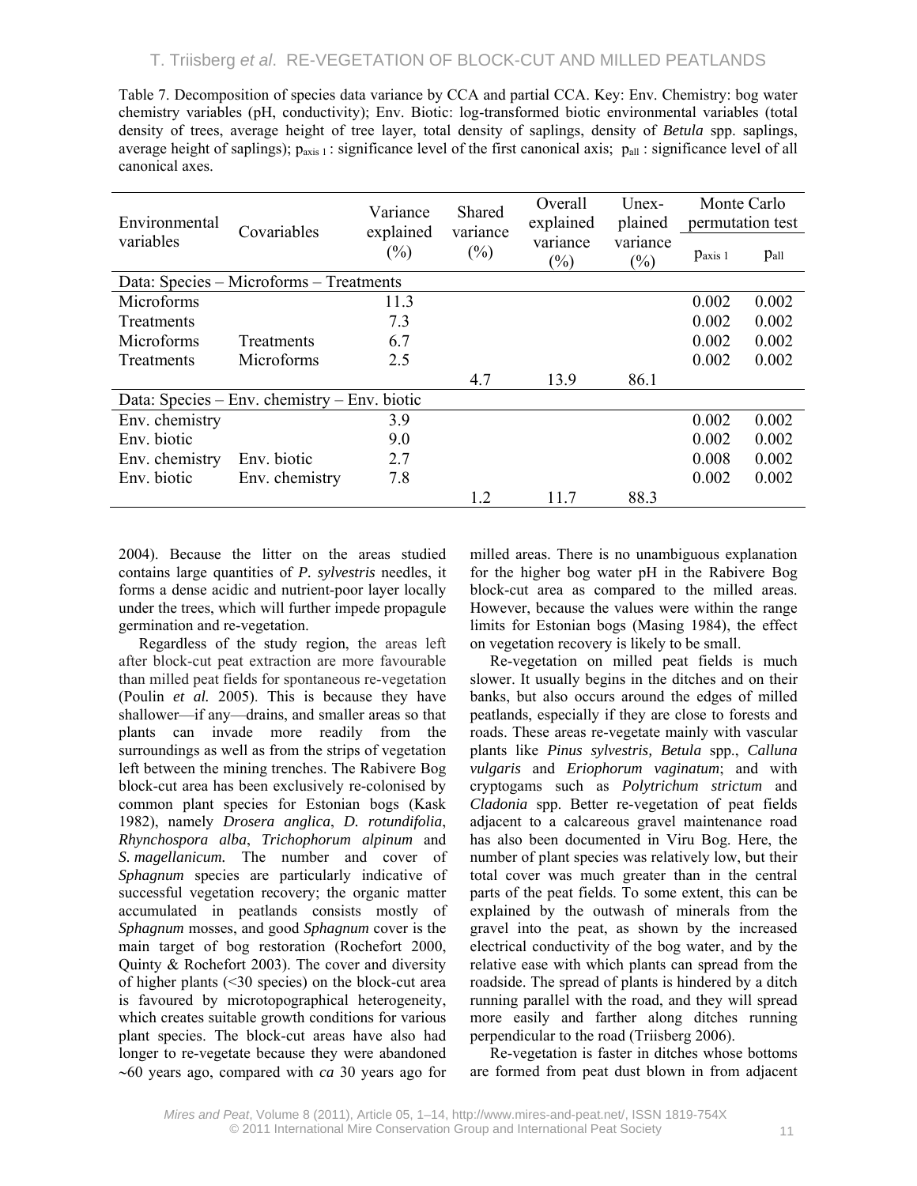Table 7. Decomposition of species data variance by CCA and partial CCA. Key: Env. Chemistry: bog water chemistry variables (pH, conductivity); Env. Biotic: log-transformed biotic environmental variables (total density of trees, average height of tree layer, total density of saplings, density of *Betula* spp. saplings, average height of saplings); $p_{axis\ 1}$ : significance level of the first canonical axis; $p_{all}$ : significance level of all canonical axes.

| Environmental variables | Covariables | Variance explained (%) | Shared variance (%) | Overall explained variance (%) | Unex-plained variance (%) | Monte Carlo permutation test | |
|---|---|---|---|---|---|---|---|
| | | | | | | $p_{axis\ 1}$ | $p_{all}$ |
| Data: Species – Microforms – Treatments | | | | | | | |
| Microforms | | 11.3 | | | | 0.002 | 0.002 |
| Treatments | | 7.3 | | | | 0.002 | 0.002 |
| Microforms | Treatments | 6.7 | | | | 0.002 | 0.002 |
| Treatments | Microforms | 2.5 | | | | 0.002 | 0.002 |
| | | | 4.7 | 13.9 | 86.1 | | |
| Data: Species – Env. chemistry – Env. biotic | | | | | | | |
| Env. chemistry | | 3.9 | | | | 0.002 | 0.002 |
| Env. biotic | | 9.0 | | | | 0.002 | 0.002 |
| Env. chemistry | Env. biotic | 2.7 | | | | 0.008 | 0.002 |
| Env. biotic | Env. chemistry | 7.8 | | | | 0.002 | 0.002 |
| | | | 1.2 | 11.7 | 88.3 | | |

2004). Because the litter on the areas studied contains large quantities of *P. sylvestris* needles, it forms a dense acidic and nutrient-poor layer locally under the trees, which will further impede propagule germination and re-vegetation.

Regardless of the study region, the areas left after block-cut peat extraction are more favourable than milled peat fields for spontaneous re-vegetation (Poulin *et al.* 2005). This is because they have shallower—if any—drains, and smaller areas so that plants can invade more readily from the surroundings as well as from the strips of vegetation left between the mining trenches. The Rabivere Bog block-cut area has been exclusively re-colonised by common plant species for Estonian bogs (Kask 1982), namely *Drosera anglica*, *D. rotundifolia*, *Rhynchospora alba*, *Trichophorum alpinum* and *S. magellanicum.* The number and cover of *Sphagnum* species are particularly indicative of successful vegetation recovery; the organic matter accumulated in peatlands consists mostly of *Sphagnum* mosses, and good *Sphagnum* cover is the main target of bog restoration (Rochefort 2000, Quinty & Rochefort 2003). The cover and diversity of higher plants (<30 species) on the block-cut area is favoured by microtopographical heterogeneity, which creates suitable growth conditions for various plant species. The block-cut areas have also had longer to re-vegetate because they were abandoned ~60 years ago, compared with *ca* 30 years ago for milled areas. There is no unambiguous explanation for the higher bog water pH in the Rabivere Bog block-cut area as compared to the milled areas. However, because the values were within the range limits for Estonian bogs (Masing 1984), the effect on vegetation recovery is likely to be small.

Re-vegetation on milled peat fields is much slower. It usually begins in the ditches and on their banks, but also occurs around the edges of milled peatlands, especially if they are close to forests and roads. These areas re-vegetate mainly with vascular plants like *Pinus sylvestris, Betula* spp., *Calluna vulgaris* and *Eriophorum vaginatum*; and with cryptogams such as *Polytrichum strictum* and *Cladonia* spp. Better re-vegetation of peat fields adjacent to a calcareous gravel maintenance road has also been documented in Viru Bog. Here, the number of plant species was relatively low, but their total cover was much greater than in the central parts of the peat fields. To some extent, this can be explained by the outwash of minerals from the gravel into the peat, as shown by the increased electrical conductivity of the bog water, and by the relative ease with which plants can spread from the roadside. The spread of plants is hindered by a ditch running parallel with the road, and they will spread more easily and farther along ditches running perpendicular to the road (Triisberg 2006).

Re-vegetation is faster in ditches whose bottoms are formed from peat dust blown in from adjacent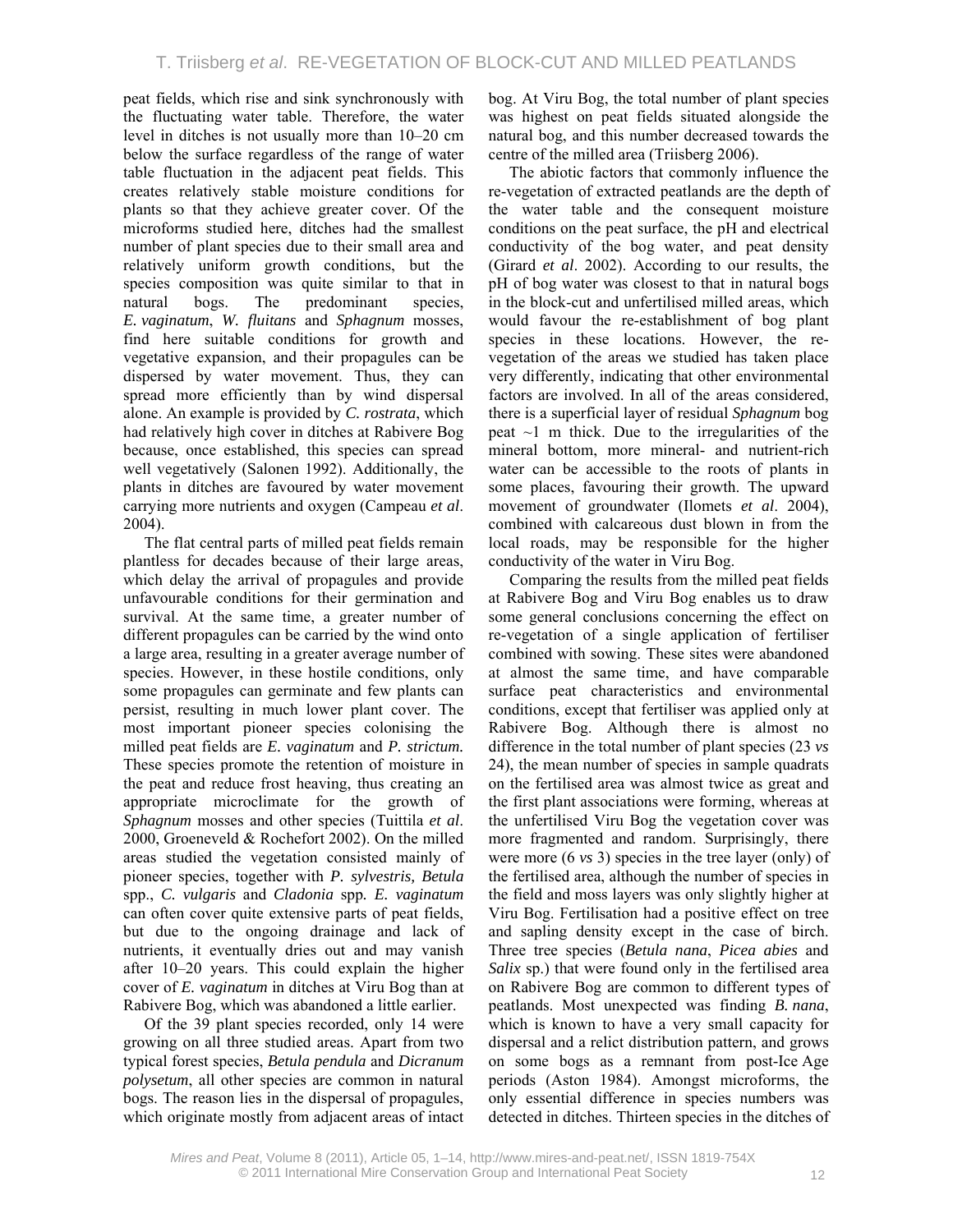peat fields, which rise and sink synchronously with the fluctuating water table. Therefore, the water level in ditches is not usually more than 10–20 cm below the surface regardless of the range of water table fluctuation in the adjacent peat fields. This creates relatively stable moisture conditions for plants so that they achieve greater cover. Of the microforms studied here, ditches had the smallest number of plant species due to their small area and relatively uniform growth conditions, but the species composition was quite similar to that in natural bogs. The predominant species, *E. vaginatum*, *W. fluitans* and *Sphagnum* mosses, find here suitable conditions for growth and vegetative expansion, and their propagules can be dispersed by water movement. Thus, they can spread more efficiently than by wind dispersal alone. An example is provided by *C. rostrata*, which had relatively high cover in ditches at Rabivere Bog because, once established, this species can spread well vegetatively (Salonen 1992). Additionally, the plants in ditches are favoured by water movement carrying more nutrients and oxygen (Campeau *et al*. 2004).

The flat central parts of milled peat fields remain plantless for decades because of their large areas, which delay the arrival of propagules and provide unfavourable conditions for their germination and survival. At the same time, a greater number of different propagules can be carried by the wind onto a large area, resulting in a greater average number of species. However, in these hostile conditions, only some propagules can germinate and few plants can persist, resulting in much lower plant cover. The most important pioneer species colonising the milled peat fields are *E. vaginatum* and *P. strictum*. These species promote the retention of moisture in the peat and reduce frost heaving, thus creating an appropriate microclimate for the growth of *Sphagnum* mosses and other species (Tuittila *et al*. 2000, Groeneveld & Rochefort 2002). On the milled areas studied the vegetation consisted mainly of pioneer species, together with *P. sylvestris, Betula* spp., *C. vulgaris* and *Cladonia* spp. *E. vaginatum* can often cover quite extensive parts of peat fields, but due to the ongoing drainage and lack of nutrients, it eventually dries out and may vanish after 10–20 years. This could explain the higher cover of *E. vaginatum* in ditches at Viru Bog than at Rabivere Bog, which was abandoned a little earlier.

Of the 39 plant species recorded, only 14 were growing on all three studied areas. Apart from two typical forest species, *Betula pendula* and *Dicranum polysetum*, all other species are common in natural bogs. The reason lies in the dispersal of propagules, which originate mostly from adjacent areas of intact bog. At Viru Bog, the total number of plant species was highest on peat fields situated alongside the natural bog, and this number decreased towards the centre of the milled area (Triisberg 2006).

The abiotic factors that commonly influence the re-vegetation of extracted peatlands are the depth of the water table and the consequent moisture conditions on the peat surface, the pH and electrical conductivity of the bog water, and peat density (Girard *et al*. 2002). According to our results, the pH of bog water was closest to that in natural bogs in the block-cut and unfertilised milled areas, which would favour the re-establishment of bog plant species in these locations. However, the re-vegetation of the areas we studied has taken place very differently, indicating that other environmental factors are involved. In all of the areas considered, there is a superficial layer of residual *Sphagnum* bog peat ~1 m thick. Due to the irregularities of the mineral bottom, more mineral- and nutrient-rich water can be accessible to the roots of plants in some places, favouring their growth. The upward movement of groundwater (Ilomets *et al*. 2004), combined with calcareous dust blown in from the local roads, may be responsible for the higher conductivity of the water in Viru Bog.

Comparing the results from the milled peat fields at Rabivere Bog and Viru Bog enables us to draw some general conclusions concerning the effect on re-vegetation of a single application of fertiliser combined with sowing. These sites were abandoned at almost the same time, and have comparable surface peat characteristics and environmental conditions, except that fertiliser was applied only at Rabivere Bog. Although there is almost no difference in the total number of plant species (23 *vs* 24), the mean number of species in sample quadrats on the fertilised area was almost twice as great and the first plant associations were forming, whereas at the unfertilised Viru Bog the vegetation cover was more fragmented and random. Surprisingly, there were more (6 *vs* 3) species in the tree layer (only) of the fertilised area, although the number of species in the field and moss layers was only slightly higher at Viru Bog. Fertilisation had a positive effect on tree and sapling density except in the case of birch. Three tree species (*Betula nana*, *Picea abies* and *Salix* sp.) that were found only in the fertilised area on Rabivere Bog are common to different types of peatlands. Most unexpected was finding *B. nana*, which is known to have a very small capacity for dispersal and a relict distribution pattern, and grows on some bogs as a remnant from post-Ice Age periods (Aston 1984). Amongst microforms, the only essential difference in species numbers was detected in ditches. Thirteen species in the ditches of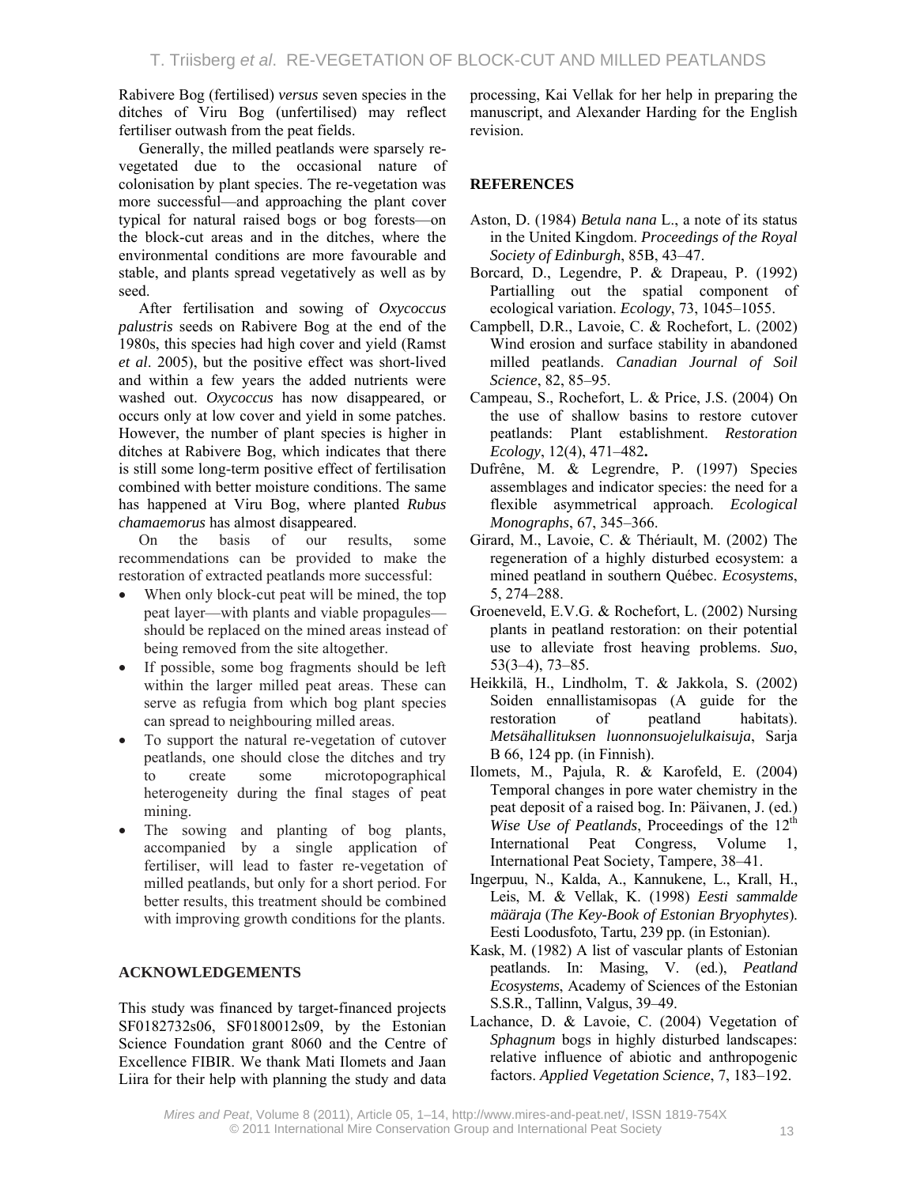Rabivere Bog (fertilised) *versus* seven species in the ditches of Viru Bog (unfertilised) may reflect fertiliser outwash from the peat fields.

Generally, the milled peatlands were sparsely re-vegetated due to the occasional nature of colonisation by plant species. The re-vegetation was more successful—and approaching the plant cover typical for natural raised bogs or bog forests—on the block-cut areas and in the ditches, where the environmental conditions are more favourable and stable, and plants spread vegetatively as well as by seed.

After fertilisation and sowing of *Oxycoccus palustris* seeds on Rabivere Bog at the end of the 1980s, this species had high cover and yield (Ramst *et al*. 2005), but the positive effect was short-lived and within a few years the added nutrients were washed out. *Oxycoccus* has now disappeared, or occurs only at low cover and yield in some patches. However, the number of plant species is higher in ditches at Rabivere Bog, which indicates that there is still some long-term positive effect of fertilisation combined with better moisture conditions. The same has happened at Viru Bog, where planted *Rubus chamaemorus* has almost disappeared.

On the basis of our results, some recommendations can be provided to make the restoration of extracted peatlands more successful:

- When only block-cut peat will be mined, the top peat layer—with plants and viable propagules—should be replaced on the mined areas instead of being removed from the site altogether.
- If possible, some bog fragments should be left within the larger milled peat areas. These can serve as refugia from which bog plant species can spread to neighbouring milled areas.
- To support the natural re-vegetation of cutover peatlands, one should close the ditches and try to create some microtopographical heterogeneity during the final stages of peat mining.
- The sowing and planting of bog plants, accompanied by a single application of fertiliser, will lead to faster re-vegetation of milled peatlands, but only for a short period. For better results, this treatment should be combined with improving growth conditions for the plants.

## ACKNOWLEDGEMENTS

This study was financed by target-financed projects SF0182732s06, SF0180012s09, by the Estonian Science Foundation grant 8060 and the Centre of Excellence FIBIR. We thank Mati Ilomets and Jaan Liira for their help with planning the study and data processing, Kai Vellak for her help in preparing the manuscript, and Alexander Harding for the English revision.

## REFERENCES

Aston, D. (1984) *Betula nana* L., a note of its status in the United Kingdom. *Proceedings of the Royal Society of Edinburgh*, 85B, 43–47.

Borcard, D., Legendre, P. & Drapeau, P. (1992) Partialling out the spatial component of ecological variation. *Ecology*, 73, 1045–1055.

Campbell, D.R., Lavoie, C. & Rochefort, L. (2002) Wind erosion and surface stability in abandoned milled peatlands. *Canadian Journal of Soil Science*, 82, 85–95.

Campeau, S., Rochefort, L. & Price, J.S. (2004) On the use of shallow basins to restore cutover peatlands: Plant establishment. *Restoration Ecology*, 12(4), 471–482**.**

Dufrêne, M. & Legrendre, P. (1997) Species assemblages and indicator species: the need for a flexible asymmetrical approach. *Ecological Monographs*, 67, 345–366.

Girard, M., Lavoie, C. & Thériault, M. (2002) The regeneration of a highly disturbed ecosystem: a mined peatland in southern Québec. *Ecosystems*, 5, 274–288.

Groeneveld, E.V.G. & Rochefort, L. (2002) Nursing plants in peatland restoration: on their potential use to alleviate frost heaving problems. *Suo*, 53(3–4), 73–85.

Heikkilä, H., Lindholm, T. & Jakkola, S. (2002) Soiden ennallistamisopas (A guide for the restoration of peatland habitats). *Metsähallituksen luonnonsuojelulkaisuja*, Sarja B 66, 124 pp. (in Finnish).

Ilomets, M., Pajula, R. & Karofeld, E. (2004) Temporal changes in pore water chemistry in the peat deposit of a raised bog. In: Päivanen, J. (ed.) *Wise Use of Peatlands*, Proceedings of the 12th International Peat Congress, Volume 1, International Peat Society, Tampere, 38–41.

Ingerpuu, N., Kalda, A., Kannukene, L., Krall, H., Leis, M. & Vellak, K. (1998) *Eesti sammalde määraja* (*The Key-Book of Estonian Bryophytes*). Eesti Loodusfoto, Tartu, 239 pp. (in Estonian).

Kask, M. (1982) A list of vascular plants of Estonian peatlands. In: Masing, V. (ed.), *Peatland Ecosystems*, Academy of Sciences of the Estonian S.S.R., Tallinn, Valgus, 39–49.

Lachance, D. & Lavoie, C. (2004) Vegetation of *Sphagnum* bogs in highly disturbed landscapes: relative influence of abiotic and anthropogenic factors. *Applied Vegetation Science*, 7, 183–192.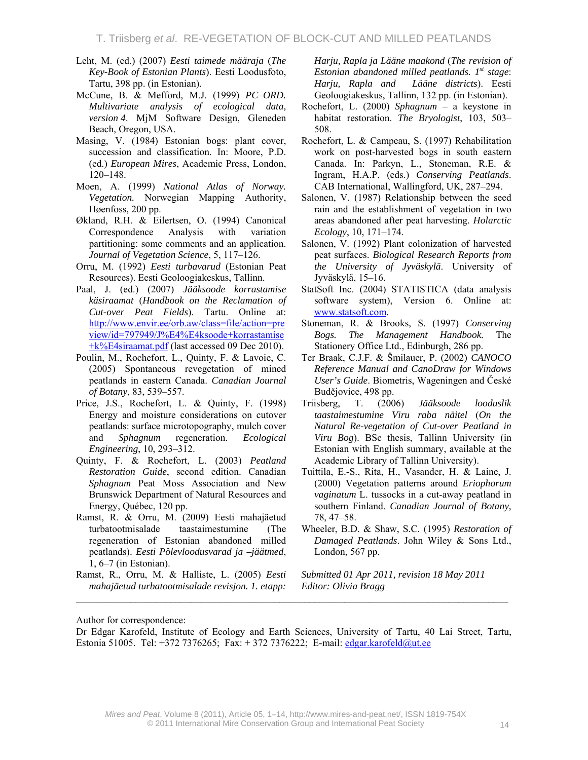Leht, M. (ed.) (2007) *Eesti taimede määraja* (*The Key-Book of Estonian Plants*). Eesti Loodusfoto, Tartu, 398 pp. (in Estonian).

McCune, B. & Mefford, M.J. (1999) *PC–ORD. Multivariate analysis of ecological data, version 4*. MjM Software Design, Gleneden Beach, Oregon, USA.

Masing, V. (1984) Estonian bogs: plant cover, succession and classification. In: Moore, P.D. (ed.) *European Mires*, Academic Press, London, 120–148.

Moen, A. (1999) *National Atlas of Norway. Vegetation.* Norwegian Mapping Authority, Høenfoss, 200 pp.

Økland, R.H. & Eilertsen, O. (1994) Canonical Correspondence Analysis with variation partitioning: some comments and an application. *Journal of Vegetation Science*, 5, 117–126.

Orru, M. (1992) *Eesti turbavarud* (Estonian Peat Resources). Eesti Geoloogiakeskus, Tallinn.

Paal, J. (ed.) (2007) *Jääksoode korrastamise käsiraamat* (*Handbook on the Reclamation of Cut-over Peat Fields*). Tartu. Online at: http://www.envir.ee/orb.aw/class=file/action=preview/id=797949/J%E4%E4ksoode+korrastamise+k%E4siraamat.pdf (last accessed 09 Dec 2010).

Poulin, M., Rochefort, L., Quinty, F. & Lavoie, C. (2005) Spontaneous revegetation of mined peatlands in eastern Canada. *Canadian Journal of Botany*, 83, 539–557.

Price, J.S., Rochefort, L. & Quinty, F. (1998) Energy and moisture considerations on cutover peatlands: surface microtopography, mulch cover and *Sphagnum* regeneration. *Ecological Engineering*, 10, 293–312.

Quinty, F. & Rochefort, L. (2003) *Peatland Restoration Guide*, second edition. Canadian *Sphagnum* Peat Moss Association and New Brunswick Department of Natural Resources and Energy, Québec, 120 pp.

Ramst, R. & Orru, M. (2009) Eesti mahajäetud turbatootmisalade taastaimestumine (The regeneration of Estonian abandoned milled peatlands). *Eesti Põlevloodusvarad ja –jäätmed*, 1, 6–7 (in Estonian).

Ramst, R., Orru, M. & Halliste, L. (2005) *Eesti mahajäetud turbatootmisalade revisjon. 1. etapp: Harju, Rapla ja Lääne maakond* (*The revision of Estonian abandoned milled peatlands. 1st stage*: *Harju, Rapla and Lääne districts*). Eesti Geoloogiakeskus, Tallinn, 132 pp. (in Estonian).

Rochefort, L. (2000) *Sphagnum* – a keystone in habitat restoration. *The Bryologist*, 103, 503–508.

Rochefort, L. & Campeau, S. (1997) Rehabilitation work on post-harvested bogs in south eastern Canada. In: Parkyn, L., Stoneman, R.E. & Ingram, H.A.P. (eds.) *Conserving Peatlands*. CAB International, Wallingford, UK, 287–294.

Salonen, V. (1987) Relationship between the seed rain and the establishment of vegetation in two areas abandoned after peat harvesting. *Holarctic Ecology*, 10, 171–174.

Salonen, V. (1992) Plant colonization of harvested peat surfaces. *Biological Research Reports from the University of Jyväskylä*. University of Jyväskylä, 15–16.

StatSoft Inc. (2004) STATISTICA (data analysis software system), Version 6. Online at: www.statsoft.com.

Stoneman, R. & Brooks, S. (1997) *Conserving Bogs. The Management Handbook.* The Stationery Office Ltd., Edinburgh, 286 pp.

Ter Braak, C.J.F. & Šmilauer, P. (2002) *CANOCO Reference Manual and CanoDraw for Windows User's Guide*. Biometris, Wageningen and České Budějovice, 498 pp.

Triisberg, T. (2006) *Jääksoode looduslik taastaimestumine Viru raba näitel* (*On the Natural Re-vegetation of Cut-over Peatland in Viru Bog*). BSc thesis, Tallinn University (in Estonian with English summary, available at the Academic Library of Tallinn University).

Tuittila, E.-S., Rita, H., Vasander, H. & Laine, J. (2000) Vegetation patterns around *Eriophorum vaginatum* L. tussocks in a cut-away peatland in southern Finland. *Canadian Journal of Botany*, 78, 47–58.

Wheeler, B.D. & Shaw, S.C. (1995) *Restoration of Damaged Peatlands*. John Wiley & Sons Ltd., London, 567 pp.

*Submitted 01 Apr 2011, revision 18 May 2011*
*Editor: Olivia Bragg*

---

Author for correspondence:
Dr Edgar Karofeld, Institute of Ecology and Earth Sciences, University of Tartu, 40 Lai Street, Tartu, Estonia 51005. Tel: +372 7376265; Fax: + 372 7376222; E-mail: edgar.karofeld@ut.ee